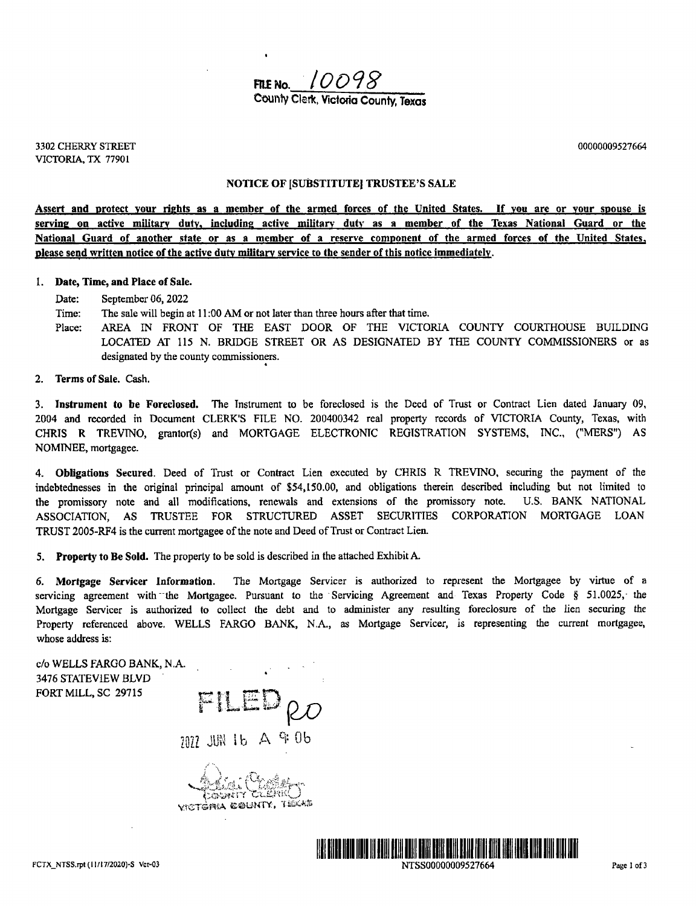**FILE No. 10098**
**County Clerk, Victoria County, Texas**

3302 CHERRY STREET
VICTORIA, TX 77901

00000009527664

## NOTICE OF [SUBSTITUTE] TRUSTEE'S SALE

**Assert and protect your rights as a member of the armed forces of the United States. If you are or your spouse is serving on active military duty, including active military duty as a member of the Texas National Guard or the National Guard of another state or as a member of a reserve component of the armed forces of the United States, please send written notice of the active duty military service to the sender of this notice immediately.**

1. **Date, Time, and Place of Sale.**

   Date: September 06, 2022

   Time: The sale will begin at 11:00 AM or not later than three hours after that time.

   Place: AREA IN FRONT OF THE EAST DOOR OF THE VICTORIA COUNTY COURTHOUSE BUILDING LOCATED AT 115 N. BRIDGE STREET OR AS DESIGNATED BY THE COUNTY COMMISSIONERS or as designated by the county commissioners.

2. **Terms of Sale.** Cash.

3. **Instrument to be Foreclosed.** The Instrument to be foreclosed is the Deed of Trust or Contract Lien dated January 09, 2004 and recorded in Document CLERK'S FILE NO. 200400342 real property records of VICTORIA County, Texas, with CHRIS R TREVINO, grantor(s) and MORTGAGE ELECTRONIC REGISTRATION SYSTEMS, INC., ("MERS") AS NOMINEE, mortgagee.

4. **Obligations Secured.** Deed of Trust or Contract Lien executed by CHRIS R TREVINO, securing the payment of the indebtednesses in the original principal amount of $54,150.00, and obligations therein described including but not limited to the promissory note and all modifications, renewals and extensions of the promissory note. U.S. BANK NATIONAL ASSOCIATION, AS TRUSTEE FOR STRUCTURED ASSET SECURITIES CORPORATION MORTGAGE LOAN TRUST 2005-RF4 is the current mortgagee of the note and Deed of Trust or Contract Lien.

5. **Property to Be Sold.** The property to be sold is described in the attached Exhibit A.

6. **Mortgage Servicer Information.** The Mortgage Servicer is authorized to represent the Mortgagee by virtue of a servicing agreement with the Mortgagee. Pursuant to the Servicing Agreement and Texas Property Code § 51.0025, the Mortgage Servicer is authorized to collect the debt and to administer any resulting foreclosure of the lien securing the Property referenced above. WELLS FARGO BANK, N.A., as Mortgage Servicer, is representing the current mortgagee, whose address is:

c/o WELLS FARGO BANK, N.A.
3476 STATEVIEW BLVD
FORT MILL, SC 29715

FILED RO
2022 JUN 16 A 9:06
COUNTY CLERK
VICTORIA COUNTY, TEXAS

FCTX_NTSS.rpt (11/17/2020)-S Ver-03

NTSS00000009527664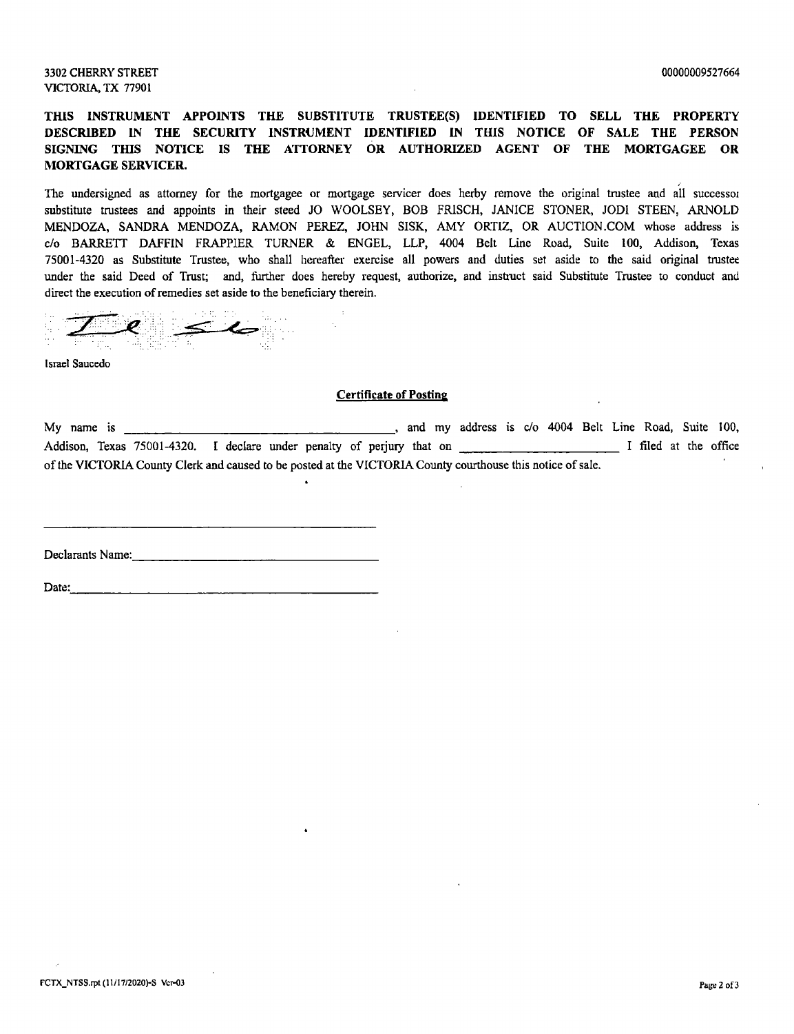3302 CHERRY STREET
VICTORIA, TX 77901

00000009527664

**THIS INSTRUMENT APPOINTS THE SUBSTITUTE TRUSTEE(S) IDENTIFIED TO SELL THE PROPERTY DESCRIBED IN THE SECURITY INSTRUMENT IDENTIFIED IN THIS NOTICE OF SALE THE PERSON SIGNING THIS NOTICE IS THE ATTORNEY OR AUTHORIZED AGENT OF THE MORTGAGEE OR MORTGAGE SERVICER.**

The undersigned as attorney for the mortgagee or mortgage servicer does herby remove the original trustee and all successor substitute trustees and appoints in their steed JO WOOLSEY, BOB FRISCH, JANICE STONER, JODI STEEN, ARNOLD MENDOZA, SANDRA MENDOZA, RAMON PEREZ, JOHN SISK, AMY ORTIZ, OR AUCTION.COM whose address is c/o BARRETT DAFFIN FRAPPIER TURNER & ENGEL, LLP, 4004 Belt Line Road, Suite 100, Addison, Texas 75001-4320 as Substitute Trustee, who shall hereafter exercise all powers and duties set aside to the said original trustee under the said Deed of Trust; and, further does hereby request, authorize, and instruct said Substitute Trustee to conduct and direct the execution of remedies set aside to the beneficiary therein.

Israel Saucedo

**Certificate of Posting**

My name is ______________________________, and my address is c/o 4004 Belt Line Road, Suite 100, Addison, Texas 75001-4320. I declare under penalty of perjury that on ____________________ I filed at the office of the VICTORIA County Clerk and caused to be posted at the VICTORIA County courthouse this notice of sale.

______________________________

Declarants Name: ______________________________

Date: ______________________________

FCTX_NTSS.rpt (11/17/2020)-S Ver-03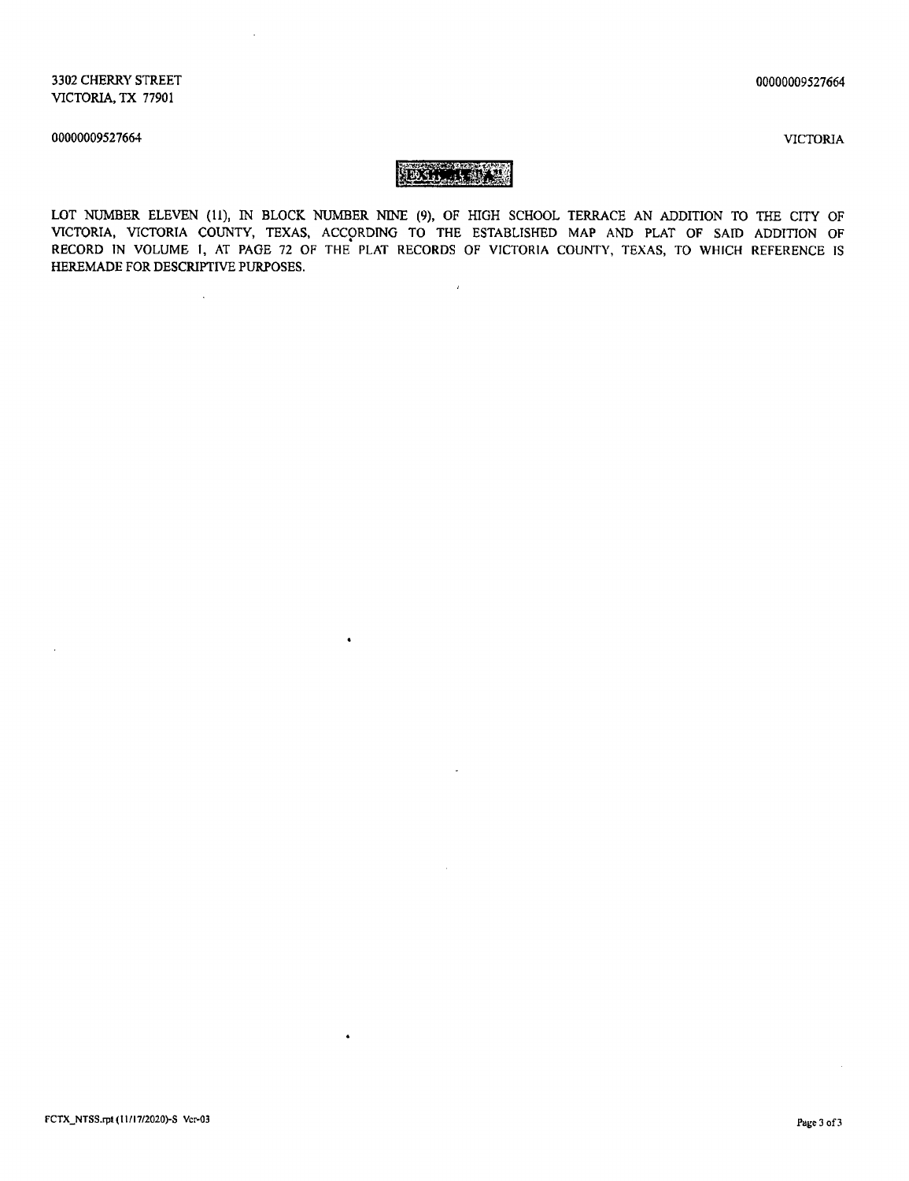3302 CHERRY STREET
VICTORIA, TX 77901

00000009527664

00000009527664

VICTORIA

**EXHIBIT "A"**

LOT NUMBER ELEVEN (11), IN BLOCK NUMBER NINE (9), OF HIGH SCHOOL TERRACE AN ADDITION TO THE CITY OF VICTORIA, VICTORIA COUNTY, TEXAS, ACCORDING TO THE ESTABLISHED MAP AND PLAT OF SAID ADDITION OF RECORD IN VOLUME 1, AT PAGE 72 OF THE PLAT RECORDS OF VICTORIA COUNTY, TEXAS, TO WHICH REFERENCE IS HEREMADE FOR DESCRIPTIVE PURPOSES.

FCTX_NTSS.rpt (11/17/2020)-S Ver-03